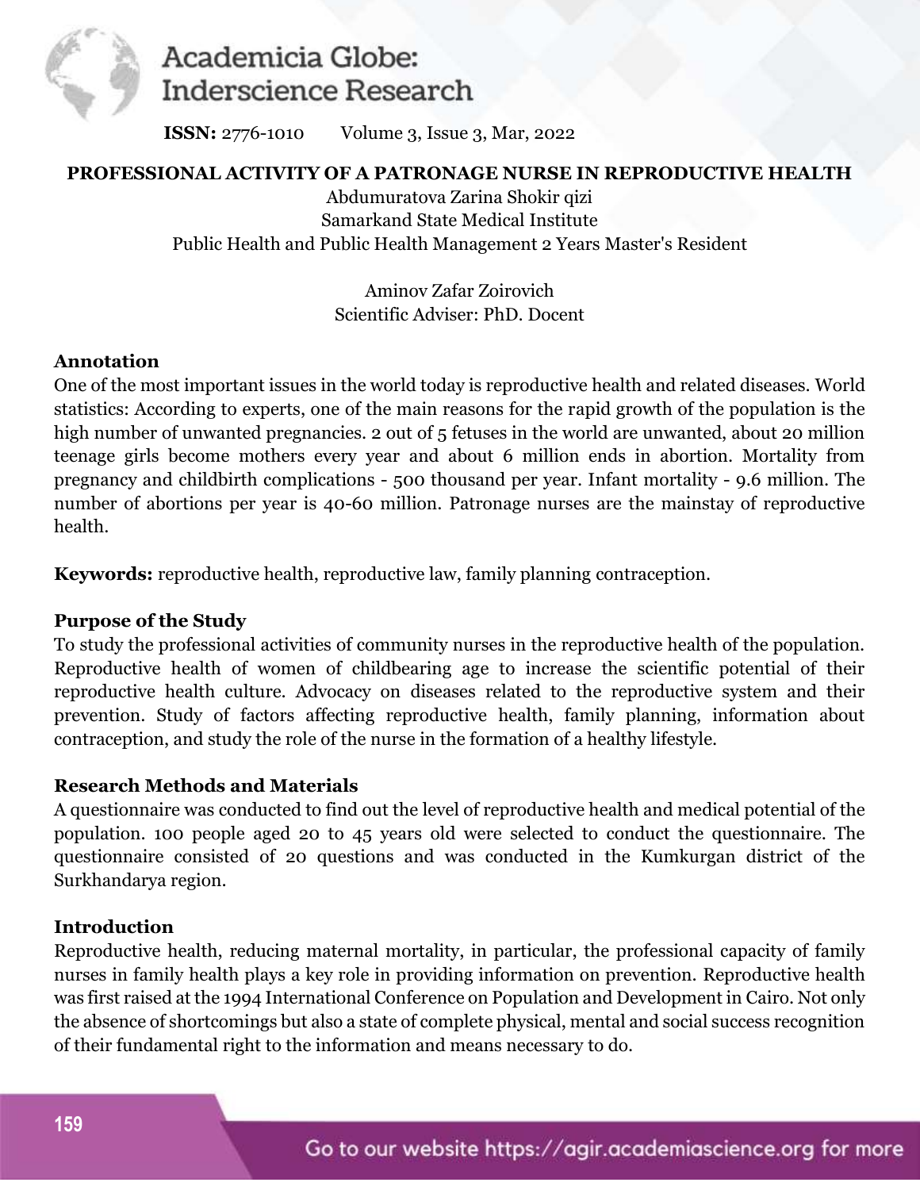# PROFESSIONAL ACTIVITY OF A PATRONAGE NURSE IN REPRODUCTIVE HEALTH

Abdumuratova Zarina Shokir qizi
Samarkand State Medical Institute
Public Health and Public Health Management 2 Years Master's Resident

Aminov Zafar Zoirovich
Scientific Adviser: PhD. Docent

## Annotation

One of the most important issues in the world today is reproductive health and related diseases. World statistics: According to experts, one of the main reasons for the rapid growth of the population is the high number of unwanted pregnancies. 2 out of 5 fetuses in the world are unwanted, about 20 million teenage girls become mothers every year and about 6 million ends in abortion. Mortality from pregnancy and childbirth complications - 500 thousand per year. Infant mortality - 9.6 million. The number of abortions per year is 40-60 million. Patronage nurses are the mainstay of reproductive health.

**Keywords:** reproductive health, reproductive law, family planning contraception.

## Purpose of the Study

To study the professional activities of community nurses in the reproductive health of the population. Reproductive health of women of childbearing age to increase the scientific potential of their reproductive health culture. Advocacy on diseases related to the reproductive system and their prevention. Study of factors affecting reproductive health, family planning, information about contraception, and study the role of the nurse in the formation of a healthy lifestyle.

## Research Methods and Materials

A questionnaire was conducted to find out the level of reproductive health and medical potential of the population. 100 people aged 20 to 45 years old were selected to conduct the questionnaire. The questionnaire consisted of 20 questions and was conducted in the Kumkurgan district of the Surkhandarya region.

## Introduction

Reproductive health, reducing maternal mortality, in particular, the professional capacity of family nurses in family health plays a key role in providing information on prevention. Reproductive health was first raised at the 1994 International Conference on Population and Development in Cairo. Not only the absence of shortcomings but also a state of complete physical, mental and social success recognition of their fundamental right to the information and means necessary to do.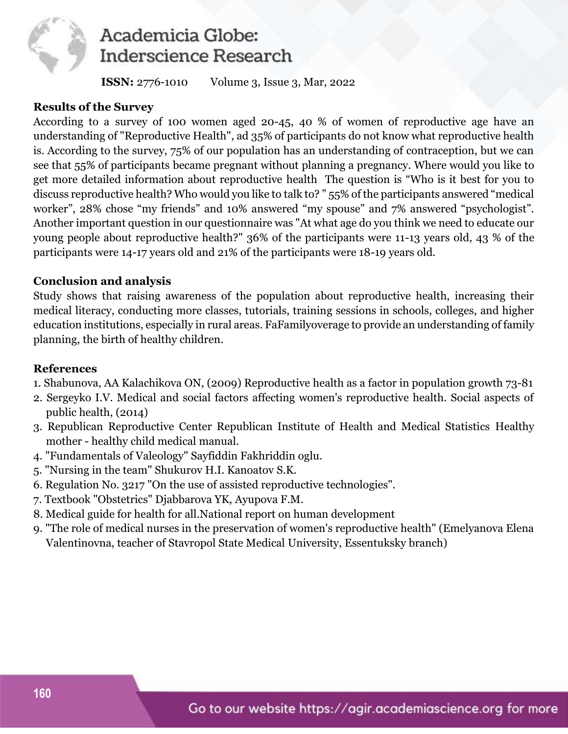## Results of the Survey

According to a survey of 100 women aged 20-45, 40 % of women of reproductive age have an understanding of "Reproductive Health", ad 35% of participants do not know what reproductive health is. According to the survey, 75% of our population has an understanding of contraception, but we can see that 55% of participants became pregnant without planning a pregnancy. Where would you like to get more detailed information about reproductive health  The question is "Who is it best for you to discuss reproductive health? Who would you like to talk to? " 55% of the participants answered "medical worker", 28% chose "my friends" and 10% answered "my spouse" and 7% answered "psychologist". Another important question in our questionnaire was "At what age do you think we need to educate our young people about reproductive health?" 36% of the participants were 11-13 years old, 43 % of the participants were 14-17 years old and 21% of the participants were 18-19 years old.

## Conclusion and analysis

Study shows that raising awareness of the population about reproductive health, increasing their medical literacy, conducting more classes, tutorials, training sessions in schools, colleges, and higher education institutions, especially in rural areas. FaFamilyoverage to provide an understanding of family planning, the birth of healthy children.

## References

1. Shabunova, AA Kalachikova ON, (2009) Reproductive health as a factor in population growth 73-81
2. Sergeyko I.V. Medical and social factors affecting women's reproductive health. Social aspects of public health, (2014)
3. Republican Reproductive Center Republican Institute of Health and Medical Statistics Healthy mother - healthy child medical manual.
4. "Fundamentals of Valeology" Sayfiddin Fakhriddin oglu.
5. "Nursing in the team" Shukurov H.I. Kanoatov S.K.
6. Regulation No. 3217 "On the use of assisted reproductive technologies".
7. Textbook "Obstetrics" Djabbarova YK, Ayupova F.M.
8. Medical guide for health for all.National report on human development
9. "The role of medical nurses in the preservation of women's reproductive health" (Emelyanova Elena Valentinovna, teacher of Stavropol State Medical University, Essentuksky branch)